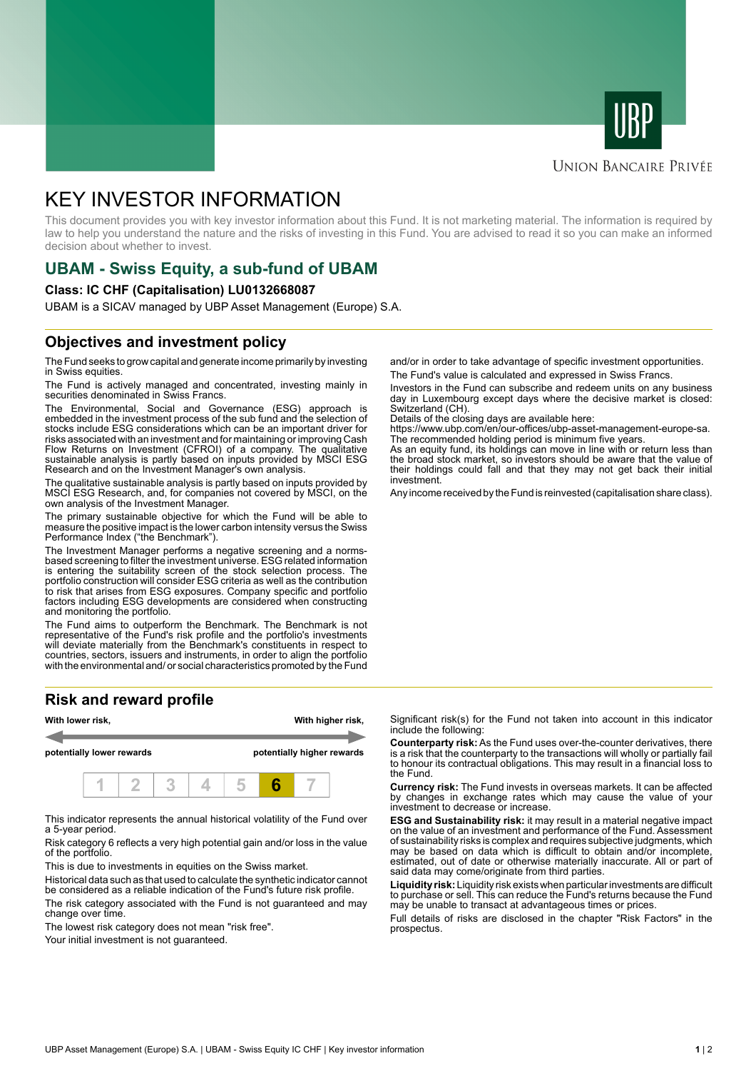UBP

Union Bancaire Privée

# KEY INVESTOR INFORMATION

This document provides you with key investor information about this Fund. It is not marketing material. The information is required by law to help you understand the nature and the risks of investing in this Fund. You are advised to read it so you can make an informed decision about whether to invest.

## UBAM - Swiss Equity, a sub-fund of UBAM

**Class: IC CHF (Capitalisation) LU0132668087**

UBAM is a SICAV managed by UBP Asset Management (Europe) S.A.

## Objectives and investment policy

The Fund seeks to grow capital and generate income primarily by investing in Swiss equities.

The Fund is actively managed and concentrated, investing mainly in securities denominated in Swiss Francs.

The Environmental, Social and Governance (ESG) approach is embedded in the investment process of the sub fund and the selection of stocks include ESG considerations which can be an important driver for risks associated with an investment and for maintaining or improving Cash Flow Returns on Investment (CFROI) of a company. The qualitative sustainable analysis is partly based on inputs provided by MSCI ESG Research and on the Investment Manager's own analysis.

The qualitative sustainable analysis is partly based on inputs provided by MSCI ESG Research, and, for companies not covered by MSCI, on the own analysis of the Investment Manager.

The primary sustainable objective for which the Fund will be able to measure the positive impact is the lower carbon intensity versus the Swiss Performance Index ("the Benchmark").

The Investment Manager performs a negative screening and a norms-based screening to filter the investment universe. ESG related information is entering the suitability screen of the stock selection process. The portfolio construction will consider ESG criteria as well as the contribution to risk that arises from ESG exposures. Company specific and portfolio factors including ESG developments are considered when constructing and monitoring the portfolio.

The Fund aims to outperform the Benchmark. The Benchmark is not representative of the Fund's risk profile and the portfolio's investments will deviate materially from the Benchmark's constituents in respect to countries, sectors, issuers and instruments, in order to align the portfolio with the environmental and/ or social characteristics promoted by the Fund and/or in order to take advantage of specific investment opportunities.

The Fund's value is calculated and expressed in Swiss Francs.

Investors in the Fund can subscribe and redeem units on any business day in Luxembourg except days where the decisive market is closed: Switzerland (CH).
Details of the closing days are available here:
https://www.ubp.com/en/our-offices/ubp-asset-management-europe-sa.
The recommended holding period is minimum five years.
As an equity fund, its holdings can move in line with or return less than the broad stock market, so investors should be aware that the value of their holdings could fall and that they may not get back their initial investment.

Any income received by the Fund is reinvested (capitalisation share class).

## Risk and reward profile

| With lower risk, potentially lower rewards | | | | | | With higher risk, potentially higher rewards |
|---|---|---|---|---|---|---|
| 1 | 2 | 3 | 4 | 5 | **6** | 7 |

This indicator represents the annual historical volatility of the Fund over a 5-year period.

Risk category 6 reflects a very high potential gain and/or loss in the value of the portfolio.

This is due to investments in equities on the Swiss market.

Historical data such as that used to calculate the synthetic indicator cannot be considered as a reliable indication of the Fund's future risk profile.

The risk category associated with the Fund is not guaranteed and may change over time.

The lowest risk category does not mean "risk free".

Your initial investment is not guaranteed.

Significant risk(s) for the Fund not taken into account in this indicator include the following:

**Counterparty risk:** As the Fund uses over-the-counter derivatives, there is a risk that the counterparty to the transactions will wholly or partially fail to honour its contractual obligations. This may result in a financial loss to the Fund.

**Currency risk:** The Fund invests in overseas markets. It can be affected by changes in exchange rates which may cause the value of your investment to decrease or increase.

**ESG and Sustainability risk:** it may result in a material negative impact on the value of an investment and performance of the Fund. Assessment of sustainability risks is complex and requires subjective judgments, which may be based on data which is difficult to obtain and/or incomplete, estimated, out of date or otherwise materially inaccurate. All or part of said data may come/originate from third parties.

**Liquidity risk:** Liquidity risk exists when particular investments are difficult to purchase or sell. This can reduce the Fund's returns because the Fund may be unable to transact at advantageous times or prices.

Full details of risks are disclosed in the chapter "Risk Factors" in the prospectus.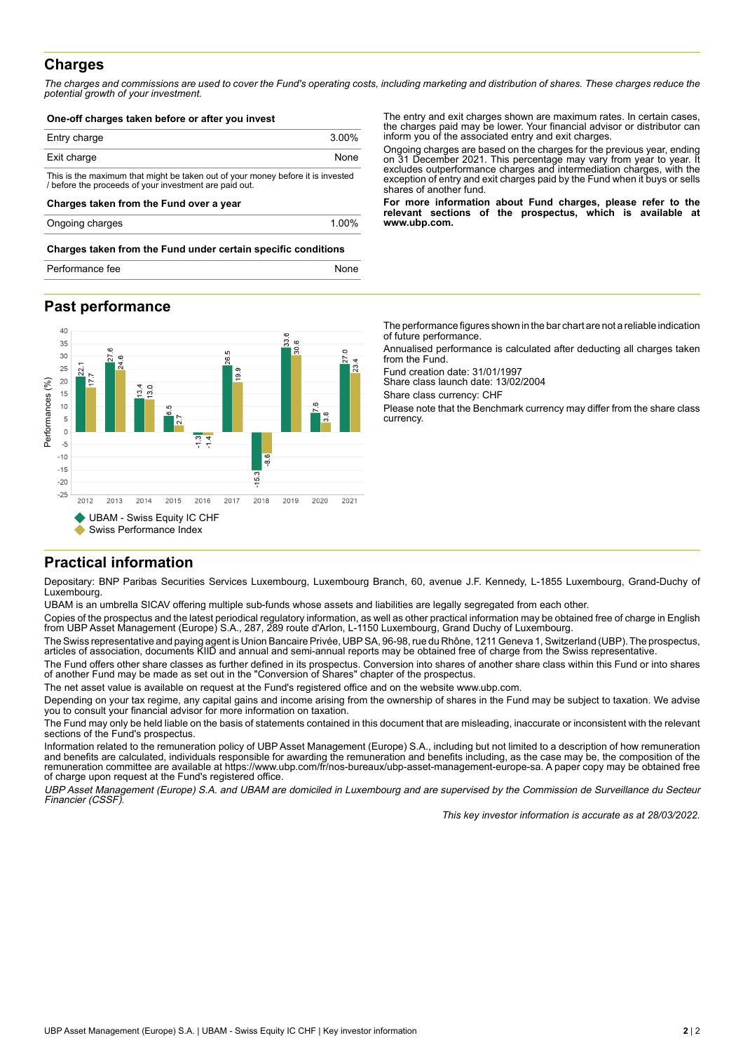## Charges

*The charges and commissions are used to cover the Fund's operating costs, including marketing and distribution of shares. These charges reduce the potential growth of your investment.*

| One-off charges taken before or after you invest | |
|---|---|
| Entry charge | 3.00% |
| Exit charge | None |

This is the maximum that might be taken out of your money before it is invested / before the proceeds of your investment are paid out.

| Charges taken from the Fund over a year | |
|---|---|
| Ongoing charges | 1.00% |

| Charges taken from the Fund under certain specific conditions | |
|---|---|
| Performance fee | None |

The entry and exit charges shown are maximum rates. In certain cases, the charges paid may be lower. Your financial advisor or distributor can inform you of the associated entry and exit charges.

Ongoing charges are based on the charges for the previous year, ending on 31 December 2021. This percentage may vary from year to year. It excludes outperformance charges and intermediation charges, with the exception of entry and exit charges paid by the Fund when it buys or sells shares of another fund.

**For more information about Fund charges, please refer to the relevant sections of the prospectus, which is available at www.ubp.com.**

## Past performance

Performances (%)

40, 35, 30, 25, 20, 15, 10, 5, 0, -5, -10, -15, -20, -25

2012: 22.1, 17.7
2013: 27.6, 24.6
2014: 13.4, 13.0
2015: 6.5, 2.7
2016: -1.3, -1.4
2017: 26.5, 19.9
2018: -15.3, -8.6
2019: 33.6, 30.6
2020: 7.6, 3.8
2021: 27.0, 23.4

UBAM - Swiss Equity IC CHF
Swiss Performance Index

The performance figures shown in the bar chart are not a reliable indication of future performance.

Annualised performance is calculated after deducting all charges taken from the Fund.

Fund creation date: 31/01/1997
Share class launch date: 13/02/2004

Share class currency: CHF

Please note that the Benchmark currency may differ from the share class currency.

## Practical information

Depositary: BNP Paribas Securities Services Luxembourg, Luxembourg Branch, 60, avenue J.F. Kennedy, L-1855 Luxembourg, Grand-Duchy of Luxembourg.

UBAM is an umbrella SICAV offering multiple sub-funds whose assets and liabilities are legally segregated from each other.

Copies of the prospectus and the latest periodical regulatory information, as well as other practical information may be obtained free of charge in English from UBP Asset Management (Europe) S.A., 287, 289 route d'Arlon, L-1150 Luxembourg, Grand Duchy of Luxembourg.

The Swiss representative and paying agent is Union Bancaire Privée, UBP SA, 96-98, rue du Rhône, 1211 Geneva 1, Switzerland (UBP). The prospectus, articles of association, documents KIID and annual and semi-annual reports may be obtained free of charge from the Swiss representative.

The Fund offers other share classes as further defined in its prospectus. Conversion into shares of another share class within this Fund or into shares of another Fund may be made as set out in the "Conversion of Shares" chapter of the prospectus.

The net asset value is available on request at the Fund's registered office and on the website www.ubp.com.

Depending on your tax regime, any capital gains and income arising from the ownership of shares in the Fund may be subject to taxation. We advise you to consult your financial advisor for more information on taxation.

The Fund may only be held liable on the basis of statements contained in this document that are misleading, inaccurate or inconsistent with the relevant sections of the Fund's prospectus.

Information related to the remuneration policy of UBP Asset Management (Europe) S.A., including but not limited to a description of how remuneration and benefits are calculated, individuals responsible for awarding the remuneration and benefits including, as the case may be, the composition of the remuneration committee are available at https://www.ubp.com/fr/nos-bureaux/ubp-asset-management-europe-sa. A paper copy may be obtained free of charge upon request at the Fund's registered office.

*UBP Asset Management (Europe) S.A. and UBAM are domiciled in Luxembourg and are supervised by the Commission de Surveillance du Secteur Financier (CSSF).*

*This key investor information is accurate as at 28/03/2022.*